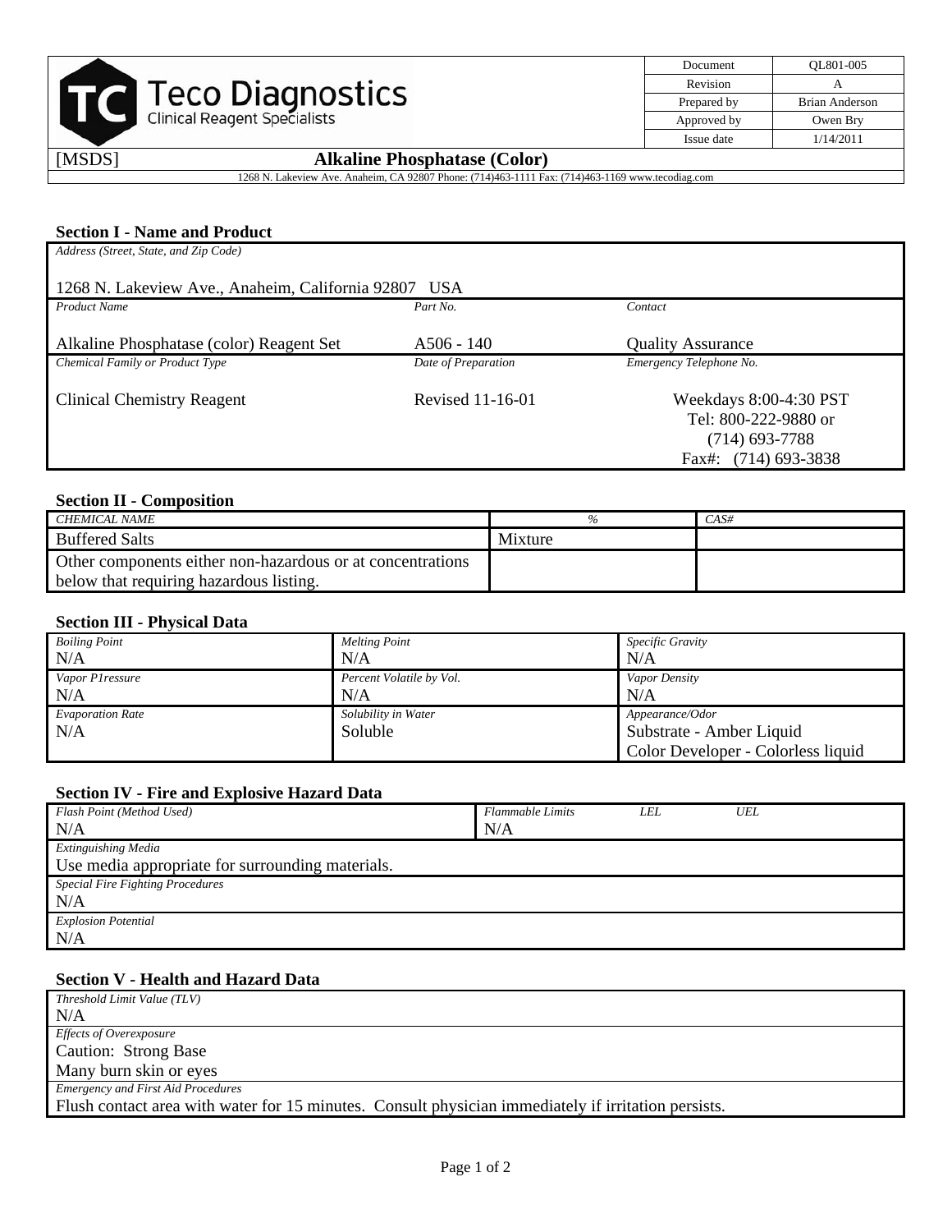| Teco Diagnostics Clinical Reagent Specialists | Document | QL801-005 |
|---|---|---|
| | Revision | A |
| | Prepared by | Brian Anderson |
| | Approved by | Owen Bry |
| | Issue date | 1/14/2011 |

[MSDS] **Alkaline Phosphatase (Color)**

1268 N. Lakeview Ave. Anaheim, CA 92807 Phone: (714)463-1111 Fax: (714)463-1169 www.tecodiag.com

### Section I - Name and Product

| *Address (Street, State, and Zip Code)* | | |
|---|---|---|
| 1268 N. Lakeview Ave., Anaheim, California 92807 USA | | |
| *Product Name* | *Part No.* | *Contact* |
| Alkaline Phosphatase (color) Reagent Set | A506 - 140 | Quality Assurance |
| *Chemical Family or Product Type* | *Date of Preparation* | *Emergency Telephone No.* |
| Clinical Chemistry Reagent | Revised 11-16-01 | Weekdays 8:00-4:30 PST<br>Tel: 800-222-9880 or<br>(714) 693-7788<br>Fax#: (714) 693-3838 |

### Section II - Composition

| *CHEMICAL NAME* | *%* | *CAS#* |
|---|---|---|
| Buffered Salts | Mixture | |
| Other components either non-hazardous or at concentrations below that requiring hazardous listing. | | |

### Section III - Physical Data

| *Boiling Point* | *Melting Point* | *Specific Gravity* |
|---|---|---|
| N/A | N/A | N/A |
| *Vapor P1ressure* | *Percent Volatile by Vol.* | *Vapor Density* |
| N/A | N/A | N/A |
| *Evaporation Rate* | *Solubility in Water* | *Appearance/Odor* |
| N/A | Soluble | Substrate - Amber Liquid<br>Color Developer - Colorless liquid |

### Section IV - Fire and Explosive Hazard Data

| *Flash Point (Method Used)* | *Flammable Limits* *LEL* *UEL* |
|---|---|
| N/A | N/A |

*Extinguishing Media*
Use media appropriate for surrounding materials.

*Special Fire Fighting Procedures*
N/A

*Explosion Potential*
N/A

### Section V - Health and Hazard Data

*Threshold Limit Value (TLV)*
N/A

*Effects of Overexposure*
Caution: Strong Base
Many burn skin or eyes

*Emergency and First Aid Procedures*
Flush contact area with water for 15 minutes. Consult physician immediately if irritation persists.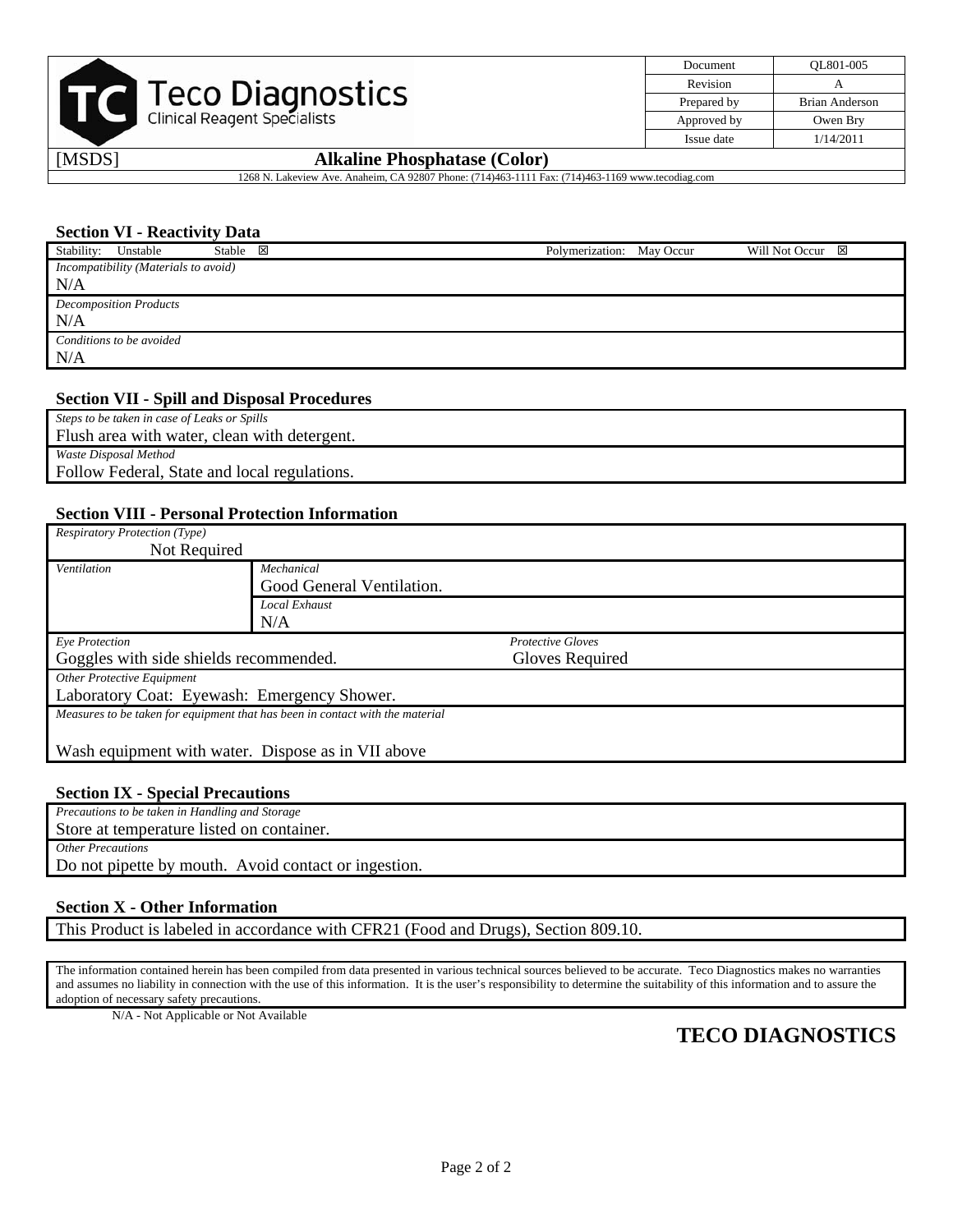| Document | QL801-005 |
|---|---|
| Revision | A |
| Prepared by | Brian Anderson |
| Approved by | Owen Bry |
| Issue date | 1/14/2011 |

[MSDS] **Alkaline Phosphatase (Color)**

1268 N. Lakeview Ave. Anaheim, CA 92807 Phone: (714)463-1111 Fax: (714)463-1169 www.tecodiag.com

### Section VI - Reactivity Data

Stability: Unstable Stable ☒ Polymerization: May Occur Will Not Occur ☒

*Incompatibility (Materials to avoid)*
N/A

*Decomposition Products*
N/A

*Conditions to be avoided*
N/A

### Section VII - Spill and Disposal Procedures

*Steps to be taken in case of Leaks or Spills*
Flush area with water, clean with detergent.

*Waste Disposal Method*
Follow Federal, State and local regulations.

### Section VIII - Personal Protection Information

*Respiratory Protection (Type)*
Not Required

| | | |
|---|---|---|
| *Ventilation* | *Mechanical* | Good General Ventilation. |
| | *Local Exhaust* | N/A |

*Eye Protection*
Goggles with side shields recommended.

*Protective Gloves*
Gloves Required

*Other Protective Equipment*
Laboratory Coat: Eyewash: Emergency Shower.

*Measures to be taken for equipment that has been in contact with the material*
Wash equipment with water. Dispose as in VII above

### Section IX - Special Precautions

*Precautions to be taken in Handling and Storage*
Store at temperature listed on container.

*Other Precautions*
Do not pipette by mouth. Avoid contact or ingestion.

### Section X - Other Information

This Product is labeled in accordance with CFR21 (Food and Drugs), Section 809.10.

The information contained herein has been compiled from data presented in various technical sources believed to be accurate. Teco Diagnostics makes no warranties and assumes no liability in connection with the use of this information. It is the user's responsibility to determine the suitability of this information and to assure the adoption of necessary safety precautions.

N/A - Not Applicable or Not Available

**TECO DIAGNOSTICS**